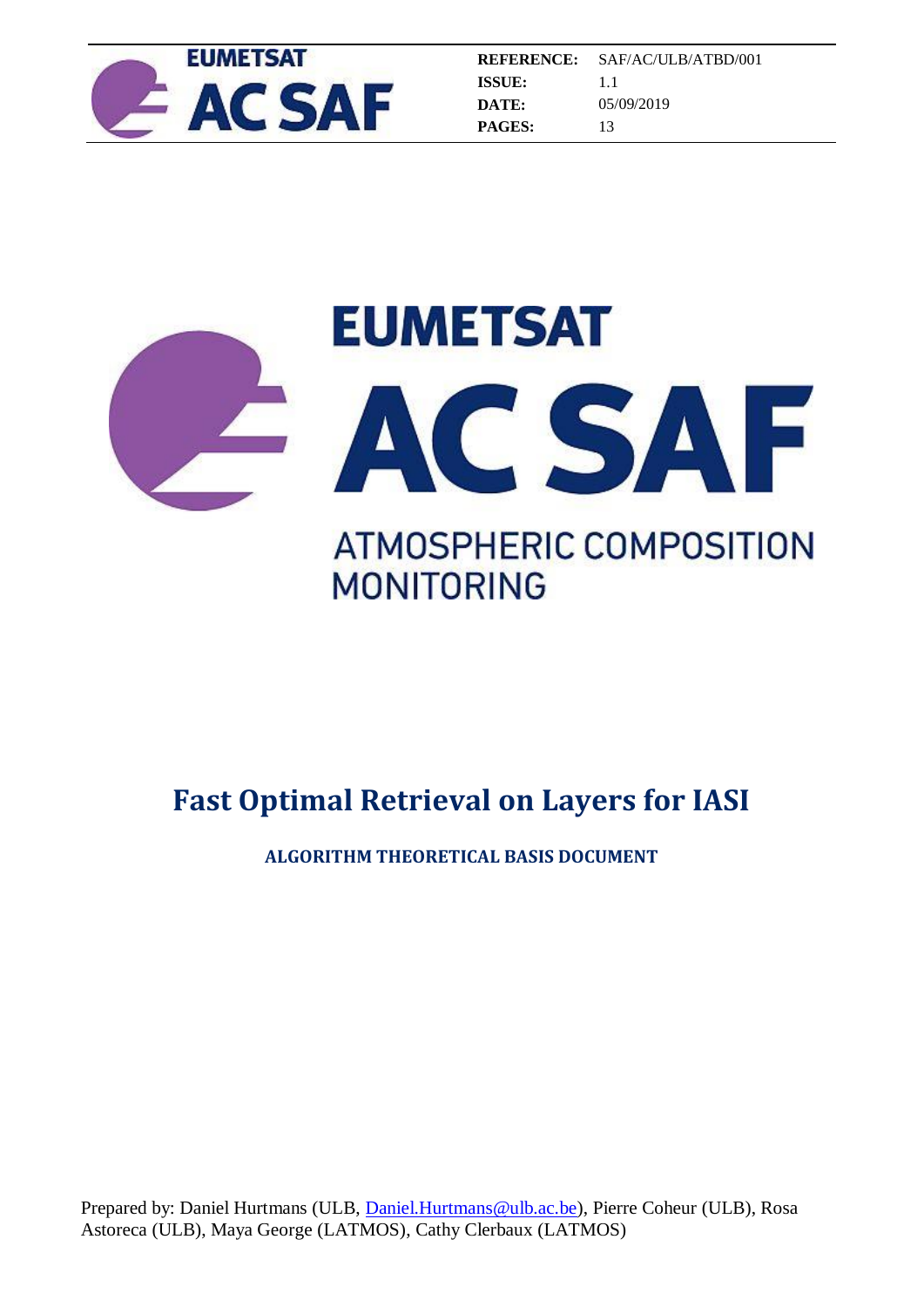| | |
|---|---|
| **REFERENCE:** | SAF/AC/ULB/ATBD/001 |
| **ISSUE:** | 1.1 |
| **DATE:** | 05/09/2019 |
| **PAGES:** | 13 |

EUMETSAT

AC SAF

ATMOSPHERIC COMPOSITION MONITORING

# Fast Optimal Retrieval on Layers for IASI

**ALGORITHM THEORETICAL BASIS DOCUMENT**

Prepared by: Daniel Hurtmans (ULB, Daniel.Hurtmans@ulb.ac.be), Pierre Coheur (ULB), Rosa Astoreca (ULB), Maya George (LATMOS), Cathy Clerbaux (LATMOS)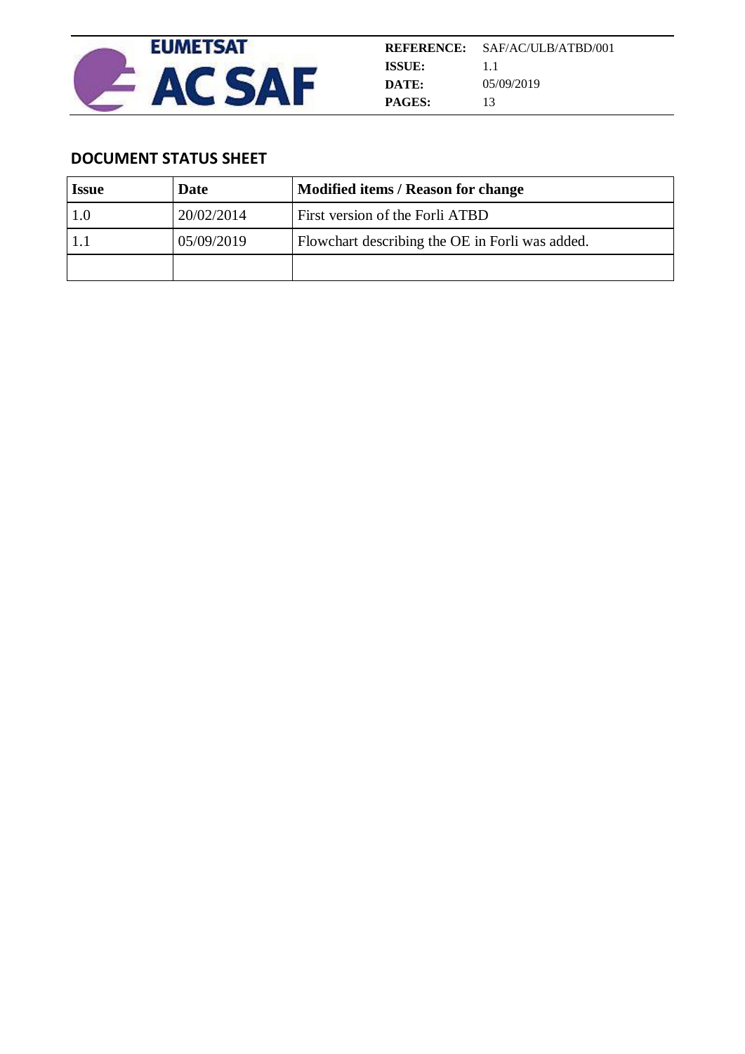## DOCUMENT STATUS SHEET

| Issue | Date | Modified items / Reason for change |
|---|---|---|
| 1.0 | 20/02/2014 | First version of the Forli ATBD |
| 1.1 | 05/09/2019 | Flowchart describing the OE in Forli was added. |
| | | |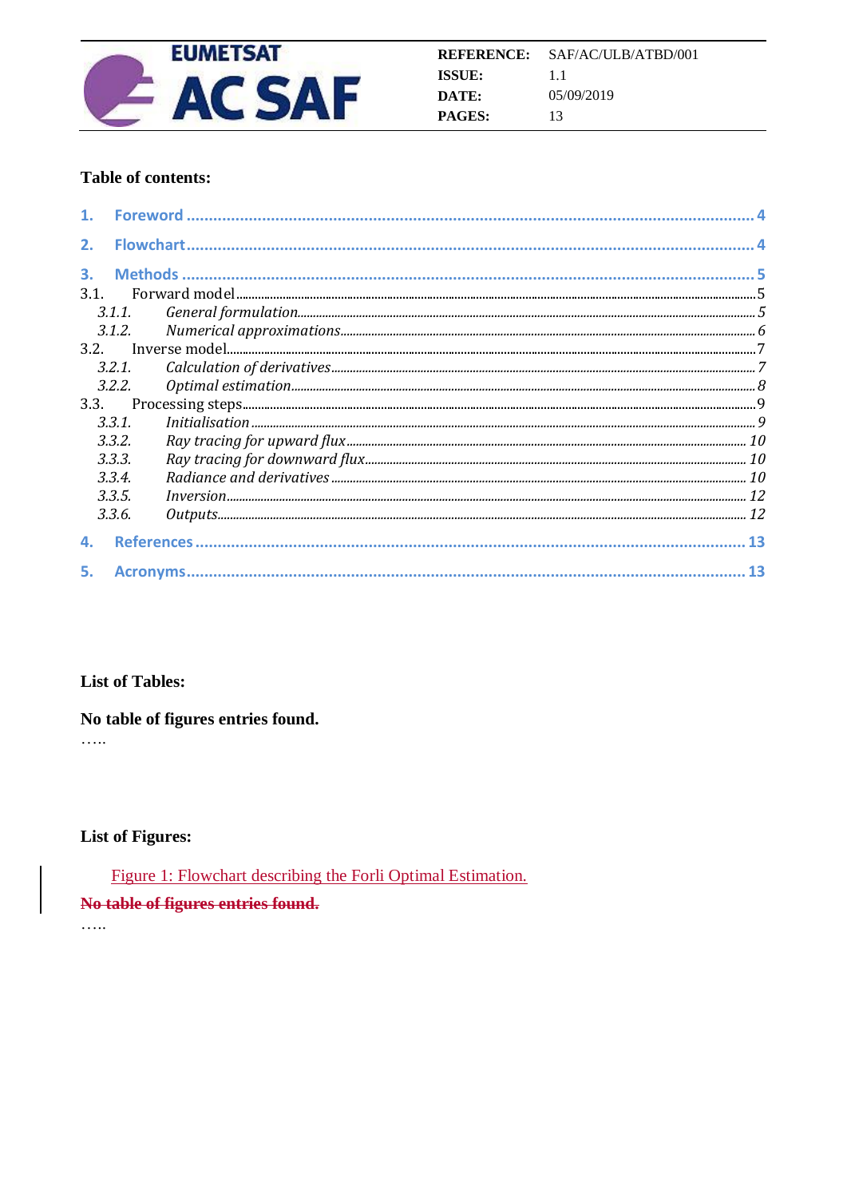**Table of contents:**

1. Foreword ..... 4
2. Flowchart ..... 4
3. Methods ..... 5
   - 3.1. Forward model ..... 5
     - *3.1.1. General formulation* ..... 5
     - *3.1.2. Numerical approximations* ..... 6
   - 3.2. Inverse model ..... 7
     - *3.2.1. Calculation of derivatives* ..... 7
     - *3.2.2. Optimal estimation* ..... 8
   - 3.3. Processing steps ..... 9
     - *3.3.1. Initialisation* ..... 9
     - *3.3.2. Ray tracing for upward flux* ..... 10
     - *3.3.3. Ray tracing for downward flux* ..... 10
     - *3.3.4. Radiance and derivatives* ..... 10
     - *3.3.5. Inversion* ..... 12
     - *3.3.6. Outputs* ..... 12
4. References ..... 13
5. Acronyms ..... 13

**List of Tables:**

**No table of figures entries found.**

…..

**List of Figures:**

Figure 1: Flowchart describing the Forli Optimal Estimation.

~~**No table of figures entries found.**~~

…..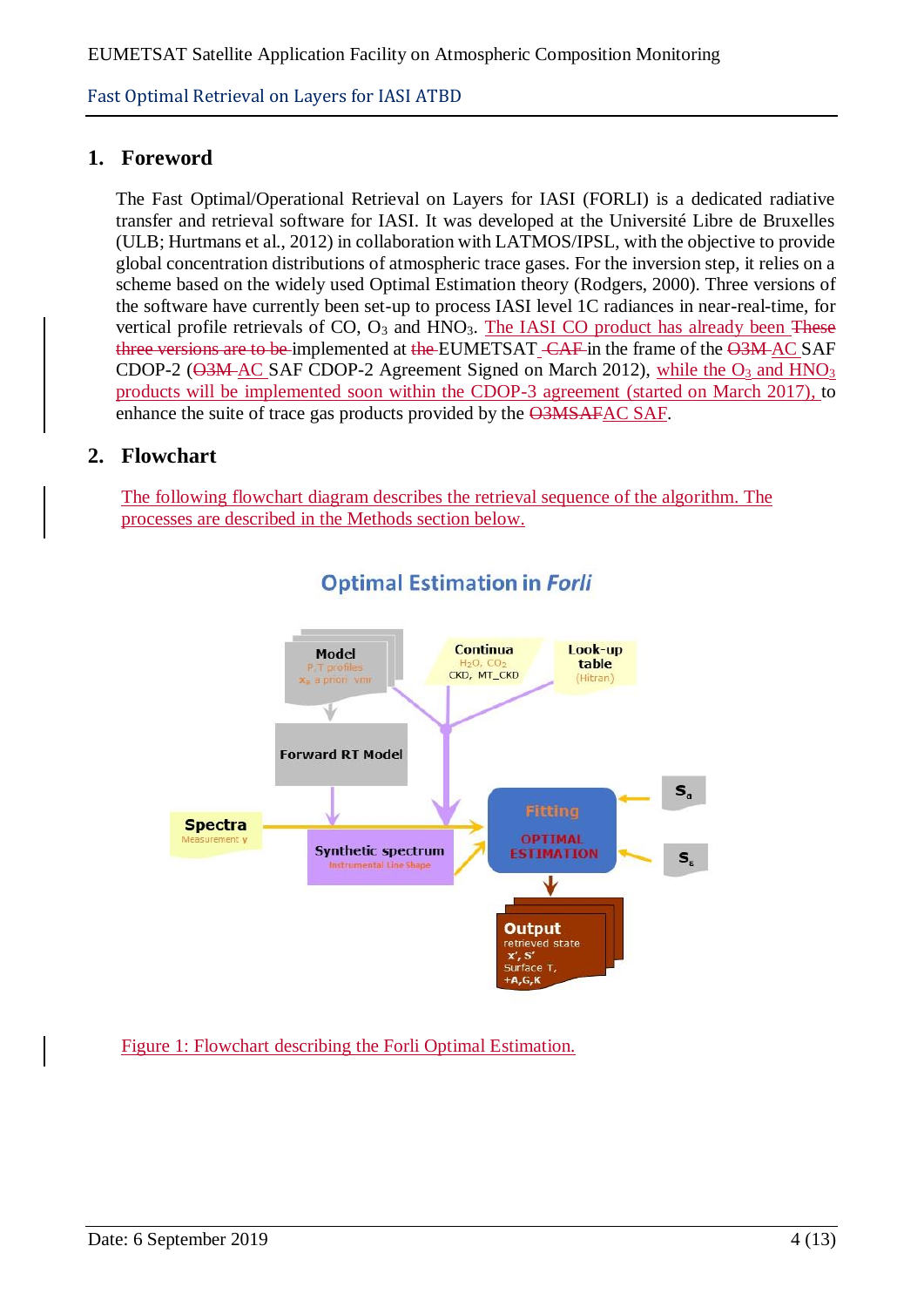# 1. Foreword

The Fast Optimal/Operational Retrieval on Layers for IASI (FORLI) is a dedicated radiative transfer and retrieval software for IASI. It was developed at the Université Libre de Bruxelles (ULB; Hurtmans et al., 2012) in collaboration with LATMOS/IPSL, with the objective to provide global concentration distributions of atmospheric trace gases. For the inversion step, it relies on a scheme based on the widely used Optimal Estimation theory (Rodgers, 2000). Three versions of the software have currently been set-up to process IASI level 1C radiances in near-real-time, for vertical profile retrievals of CO, $O_3$ and $HNO_3$. The IASI CO product has already been ~~These three versions are to be~~ implemented at ~~the~~ EUMETSAT ~~CAF~~ in the frame of the ~~O3M~~ AC SAF CDOP-2 (~~O3M~~ AC SAF CDOP-2 Agreement Signed on March 2012), while the $O_3$ and $HNO_3$ products will be implemented soon within the CDOP-3 agreement (started on March 2017), to enhance the suite of trace gas products provided by the ~~O3MSAF~~AC SAF.

# 2. Flowchart

The following flowchart diagram describes the retrieval sequence of the algorithm. The processes are described in the Methods section below.

Figure 1: Flowchart describing the Forli Optimal Estimation.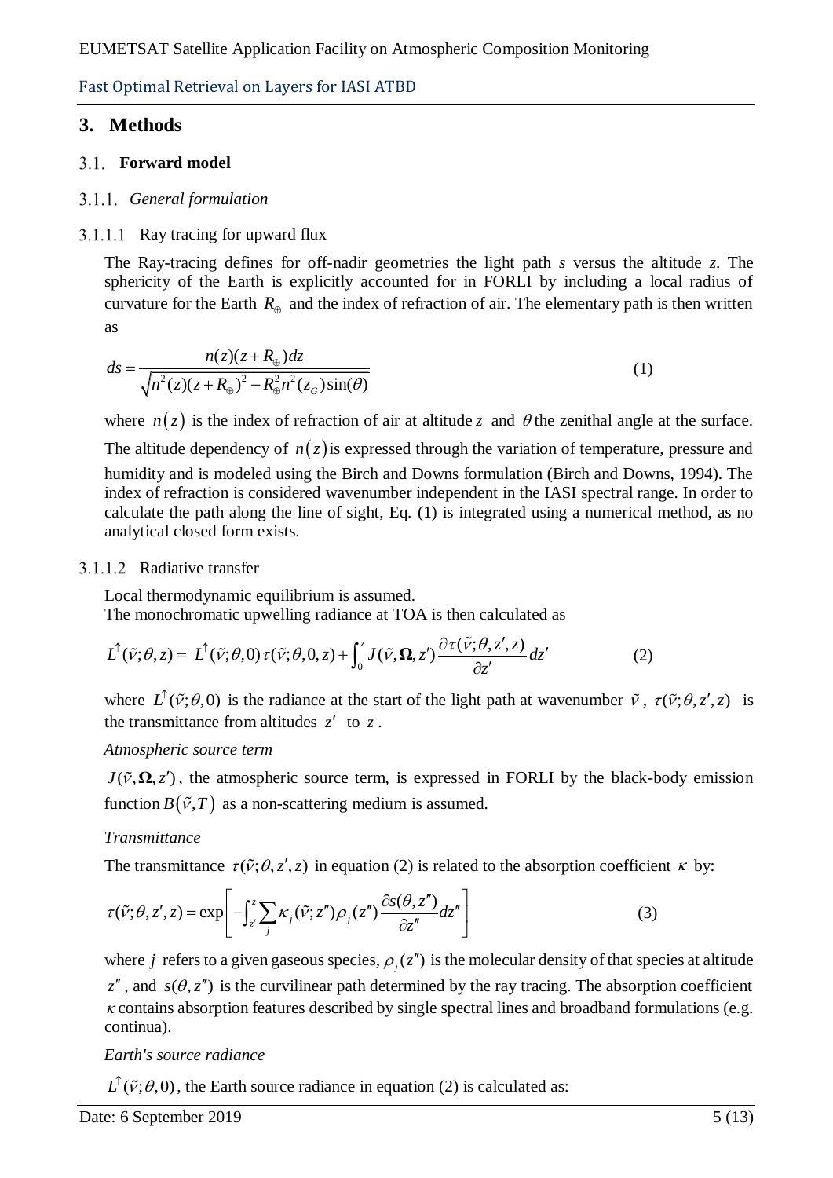# 3. Methods

## 3.1. Forward model

### 3.1.1. *General formulation*

#### 3.1.1.1 Ray tracing for upward flux

The Ray-tracing defines for off-nadir geometries the light path *s* versus the altitude *z*. The sphericity of the Earth is explicitly accounted for in FORLI by including a local radius of curvature for the Earth $R_{\oplus}$ and the index of refraction of air. The elementary path is then written as

$$ds = \frac{n(z)(z + R_{\oplus})dz}{\sqrt{n^2(z)(z + R_{\oplus})^2 - R_{\oplus}^2 n^2(z_G)\sin(\theta)}} \tag{1}$$

where $n(z)$ is the index of refraction of air at altitude $z$ and $\theta$ the zenithal angle at the surface. The altitude dependency of $n(z)$ is expressed through the variation of temperature, pressure and humidity and is modeled using the Birch and Downs formulation (Birch and Downs, 1994). The index of refraction is considered wavenumber independent in the IASI spectral range. In order to calculate the path along the line of sight, Eq. (1) is integrated using a numerical method, as no analytical closed form exists.

#### 3.1.1.2 Radiative transfer

Local thermodynamic equilibrium is assumed.
The monochromatic upwelling radiance at TOA is then calculated as

$$L^{\uparrow}(\tilde{\nu};\theta,z) = L^{\uparrow}(\tilde{\nu};\theta,0)\,\tau(\tilde{\nu};\theta,0,z) + \int_0^z J(\tilde{\nu},\mathbf{\Omega},z')\frac{\partial \tau(\tilde{\nu};\theta,z',z)}{\partial z'}dz' \tag{2}$$

where $L^{\uparrow}(\tilde{\nu};\theta,0)$ is the radiance at the start of the light path at wavenumber $\tilde{\nu}$, $\tau(\tilde{\nu};\theta,z',z)$ is the transmittance from altitudes $z'$ to $z$.

*Atmospheric source term*

$J(\tilde{\nu},\mathbf{\Omega},z')$, the atmospheric source term, is expressed in FORLI by the black-body emission function $B(\tilde{\nu},T)$ as a non-scattering medium is assumed.

*Transmittance*

The transmittance $\tau(\tilde{\nu};\theta,z',z)$ in equation (2) is related to the absorption coefficient $\kappa$ by:

$$\tau(\tilde{\nu};\theta,z',z) = \exp\left[-\int_{z'}^{z}\sum_j \kappa_j(\tilde{\nu};z'')\rho_j(z'')\frac{\partial s(\theta,z'')}{\partial z''}dz''\right] \tag{3}$$

where $j$ refers to a given gaseous species, $\rho_j(z'')$ is the molecular density of that species at altitude $z''$, and $s(\theta,z'')$ is the curvilinear path determined by the ray tracing. The absorption coefficient $\kappa$ contains absorption features described by single spectral lines and broadband formulations (e.g. continua).

*Earth's source radiance*

$L^{\uparrow}(\tilde{\nu};\theta,0)$, the Earth source radiance in equation (2) is calculated as: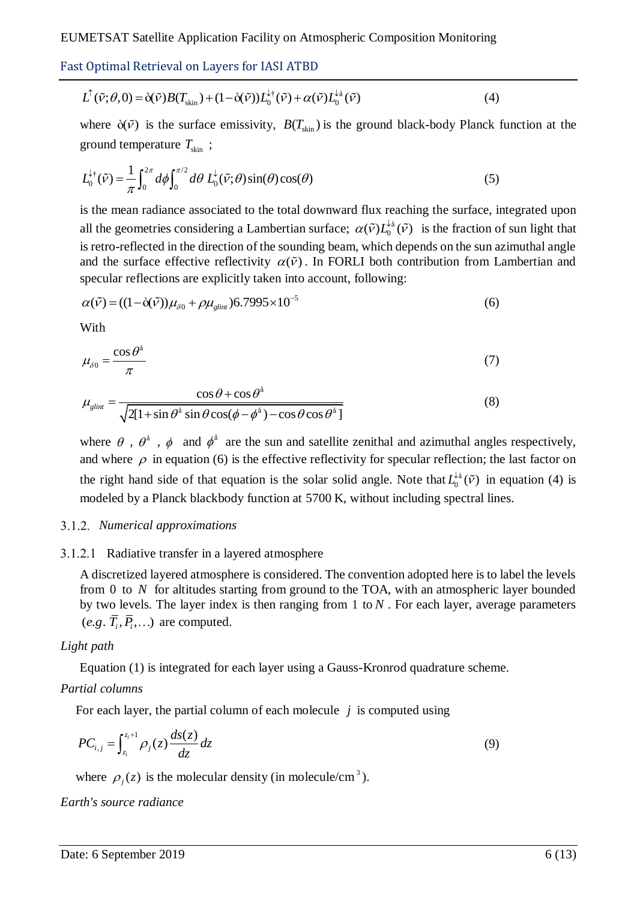$$L^{\uparrow}(\tilde{\nu};\theta,0) = \grave{o}(\tilde{\nu})B(T_{\text{skin}}) + (1-\grave{o}(\tilde{\nu}))L_0^{\downarrow\dagger}(\tilde{\nu}) + \alpha(\tilde{\nu})L_0^{\downarrow \text{å}}(\tilde{\nu}) \tag{4}$$

where $\grave{o}(\tilde{\nu})$ is the surface emissivity, $B(T_{\text{skin}})$ is the ground black-body Planck function at the ground temperature $T_{\text{skin}}$ ;

$$L_0^{\downarrow\dagger}(\tilde{\nu}) = \frac{1}{\pi}\int_0^{2\pi} d\phi \int_0^{\pi/2} d\theta \, L_0^{\downarrow}(\tilde{\nu};\theta)\sin(\theta)\cos(\theta) \tag{5}$$

is the mean radiance associated to the total downward flux reaching the surface, integrated upon all the geometries considering a Lambertian surface; $\alpha(\tilde{\nu})L_0^{\downarrow \text{å}}(\tilde{\nu})$ is the fraction of sun light that is retro-reflected in the direction of the sounding beam, which depends on the sun azimuthal angle and the surface effective reflectivity $\alpha(\tilde{\nu})$. In FORLI both contribution from Lambertian and specular reflections are explicitly taken into account, following:

$$\alpha(\tilde{\nu}) = ((1-\grave{o}(\tilde{\nu}))\mu_{\delta 0} + \rho\mu_{glint})6.7995\times 10^{-5} \tag{6}$$

With

$$\mu_{\delta 0} = \frac{\cos\theta^{\text{å}}}{\pi} \tag{7}$$

$$\mu_{glint} = \frac{\cos\theta + \cos\theta^{\text{å}}}{\sqrt{2[1+\sin\theta^{\text{å}}\sin\theta\cos(\phi-\phi^{\text{å}}) - \cos\theta\cos\theta^{\text{å}}]}} \tag{8}$$

where $\theta$ , $\theta^{\text{å}}$ , $\phi$ and $\phi^{\text{å}}$ are the sun and satellite zenithal and azimuthal angles respectively, and where $\rho$ in equation (6) is the effective reflectivity for specular reflection; the last factor on the right hand side of that equation is the solar solid angle. Note that $L_0^{\downarrow \text{å}}(\tilde{\nu})$ in equation (4) is modeled by a Planck blackbody function at 5700 K, without including spectral lines.

### 3.1.2. *Numerical approximations*

#### 3.1.2.1 Radiative transfer in a layered atmosphere

A discretized layered atmosphere is considered. The convention adopted here is to label the levels from 0 to $N$ for altitudes starting from ground to the TOA, with an atmospheric layer bounded by two levels. The layer index is then ranging from 1 to $N$ . For each layer, average parameters $(e.g.\ \overline{T}_i, \overline{P}_i, \ldots)$ are computed.

*Light path*

Equation (1) is integrated for each layer using a Gauss-Kronrod quadrature scheme.

*Partial columns*

For each layer, the partial column of each molecule $j$ is computed using

$$PC_{i,j} = \int_{z_i}^{z_i+1} \rho_j(z)\frac{ds(z)}{dz}dz \tag{9}$$

where $\rho_j(z)$ is the molecular density (in molecule/cm$^3$).

*Earth's source radiance*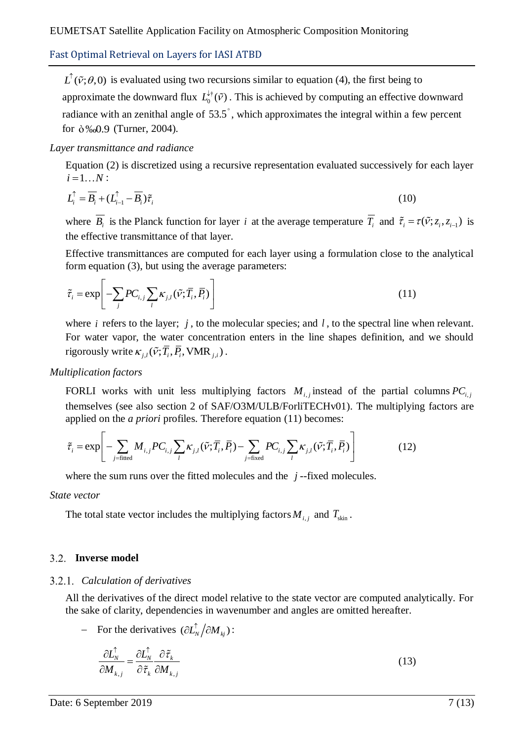$L^{\uparrow}(\tilde{\nu};\theta,0)$ is evaluated using two recursions similar to equation (4), the first being to approximate the downward flux $L_0^{\downarrow\uparrow}(\tilde{\nu})$. This is achieved by computing an effective downward radiance with an zenithal angle of $53.5^{\circ}$, which approximates the integral within a few percent for ò‰0.9 (Turner, 2004).

*Layer transmittance and radiance*

Equation (2) is discretized using a recursive representation evaluated successively for each layer $i = 1 \ldots N$:

$$L_i^{\uparrow} = \overline{B_i} + (L_{i-1}^{\uparrow} - \overline{B_i})\tilde{\tau}_i \tag{10}$$

where $\overline{B_i}$ is the Planck function for layer $i$ at the average temperature $\overline{T_i}$ and $\tilde{\tau}_i = \tau(\tilde{\nu}; z_i, z_{i-1})$ is the effective transmittance of that layer.

Effective transmittances are computed for each layer using a formulation close to the analytical form equation (3), but using the average parameters:

$$\tilde{\tau}_i = \exp\left[-\sum_j PC_{i,j}\sum_l \kappa_{j,l}(\tilde{\nu};\overline{T}_i,\overline{P}_i)\right] \tag{11}$$

where $i$ refers to the layer; $j$, to the molecular species; and $l$, to the spectral line when relevant. For water vapor, the water concentration enters in the line shapes definition, and we should rigorously write $\kappa_{j,l}(\tilde{\nu};\overline{T}_i,\overline{P}_i,\mathrm{VMR}_{j,i})$.

*Multiplication factors*

FORLI works with unit less multiplying factors $M_{i,j}$ instead of the partial columns $PC_{i,j}$ themselves (see also section 2 of SAF/O3M/ULB/ForliTECHv01). The multiplying factors are applied on the *a priori* profiles. Therefore equation (11) becomes:

$$\tilde{\tau}_i = \exp\left[-\sum_{j=\text{fitted}} M_{i,j} PC_{i,j}\sum_l \kappa_{j,l}(\tilde{\nu};\overline{T}_i,\overline{P}_i) - \sum_{j=\text{fixed}} PC_{i,j}\sum_l \kappa_{j,l}(\tilde{\nu};\overline{T}_i,\overline{P}_i)\right] \tag{12}$$

where the sum runs over the fitted molecules and the $j$ --fixed molecules.

*State vector*

The total state vector includes the multiplying factors $M_{i,j}$ and $T_{\text{skin}}$.

## 3.2. Inverse model

### 3.2.1. *Calculation of derivatives*

All the derivatives of the direct model relative to the state vector are computed analytically. For the sake of clarity, dependencies in wavenumber and angles are omitted hereafter.

- For the derivatives $(\partial L_N^{\uparrow}/\partial M_{kj})$:

$$\frac{\partial L_N^{\uparrow}}{\partial M_{k,j}} = \frac{\partial L_N^{\uparrow}}{\partial \tilde{\tau}_k}\frac{\partial \tilde{\tau}_k}{\partial M_{k,j}} \tag{13}$$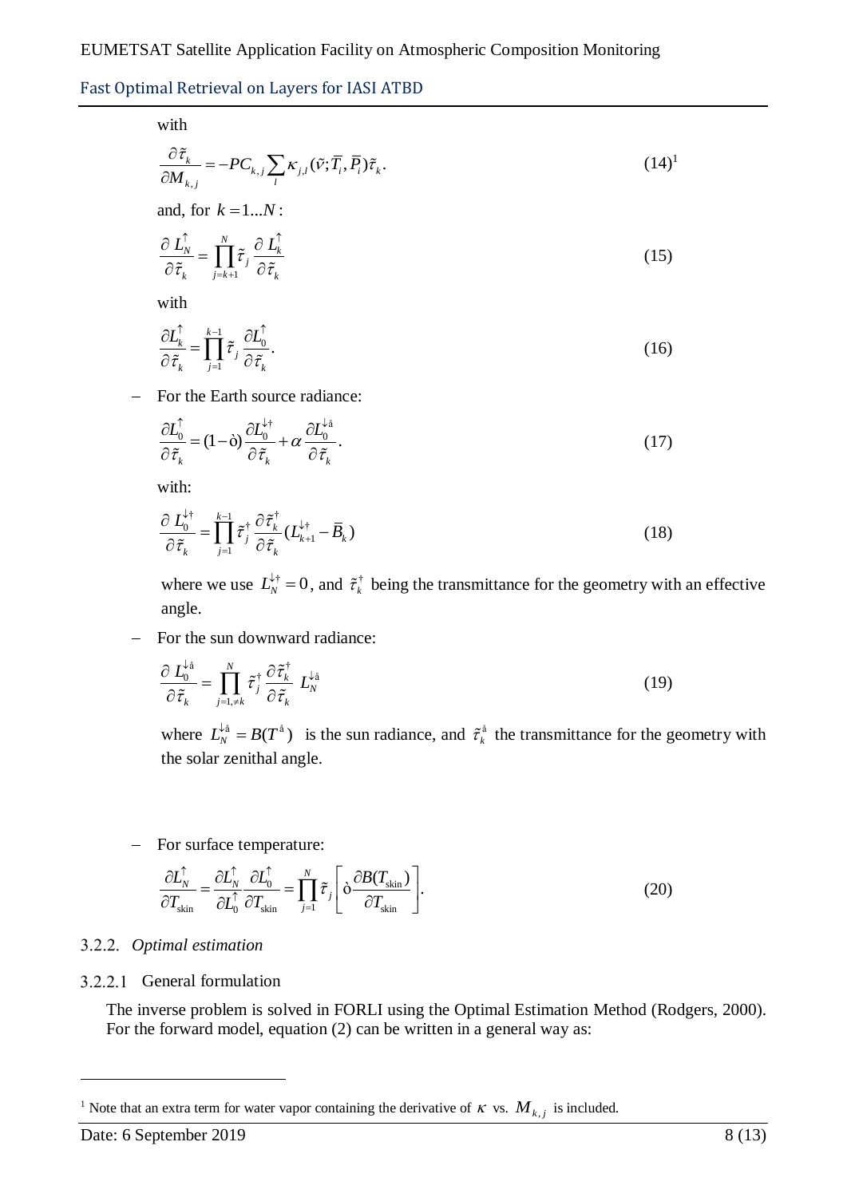with

$$\frac{\partial \tilde{\tau}_k}{\partial M_{k,j}} = -PC_{k,j} \sum_l \kappa_{j,l}(\tilde{\nu}; \overline{T}_i, \overline{P}_i)\tilde{\tau}_k. \tag{14}$$[1]

and, for $k = 1...N$:

$$\frac{\partial L_N^{\uparrow}}{\partial \tilde{\tau}_k} = \prod_{j=k+1}^{N} \tilde{\tau}_j \frac{\partial L_k^{\uparrow}}{\partial \tilde{\tau}_k} \tag{15}$$

with

$$\frac{\partial L_k^{\uparrow}}{\partial \tilde{\tau}_k} = \prod_{j=1}^{k-1} \tilde{\tau}_j \frac{\partial L_0^{\uparrow}}{\partial \tilde{\tau}_k}. \tag{16}$$

- For the Earth source radiance:

$$\frac{\partial L_0^{\uparrow}}{\partial \tilde{\tau}_k} = (1-\grave{o})\frac{\partial L_0^{\downarrow\dagger}}{\partial \tilde{\tau}_k} + \alpha \frac{\partial L_0^{\downarrow å}}{\partial \tilde{\tau}_k}. \tag{17}$$

with:

$$\frac{\partial L_0^{\downarrow\dagger}}{\partial \tilde{\tau}_k} = \prod_{j=1}^{k-1} \tilde{\tau}_j^{\dagger} \frac{\partial \tilde{\tau}_k^{\dagger}}{\partial \tilde{\tau}_k}(L_{k+1}^{\downarrow\dagger} - \overline{B}_k) \tag{18}$$

where we use $L_N^{\downarrow\dagger} = 0$, and $\tilde{\tau}_k^{\dagger}$ being the transmittance for the geometry with an effective angle.

- For the sun downward radiance:

$$\frac{\partial L_0^{\downarrow å}}{\partial \tilde{\tau}_k} = \prod_{j=1,\neq k}^{N} \tilde{\tau}_j^{\dagger} \frac{\partial \tilde{\tau}_k^{\dagger}}{\partial \tilde{\tau}_k} L_N^{\downarrow å} \tag{19}$$

where $L_N^{\downarrow å} = B(T^{å})$ is the sun radiance, and $\tilde{\tau}_k^{å}$ the transmittance for the geometry with the solar zenithal angle.

- For surface temperature:

$$\frac{\partial L_N^{\uparrow}}{\partial T_{\text{skin}}} = \frac{\partial L_N^{\uparrow}}{\partial L_0^{\uparrow}} \frac{\partial L_0^{\uparrow}}{\partial T_{\text{skin}}} = \prod_{j=1}^{N} \tilde{\tau}_j \left[\grave{o} \frac{\partial B(T_{\text{skin}})}{\partial T_{\text{skin}}}\right]. \tag{20}$$

### 3.2.2. *Optimal estimation*

#### 3.2.2.1 General formulation

The inverse problem is solved in FORLI using the Optimal Estimation Method (Rodgers, 2000). For the forward model, equation (2) can be written in a general way as:

[1] Note that an extra term for water vapor containing the derivative of $\kappa$ vs. $M_{k,j}$ is included.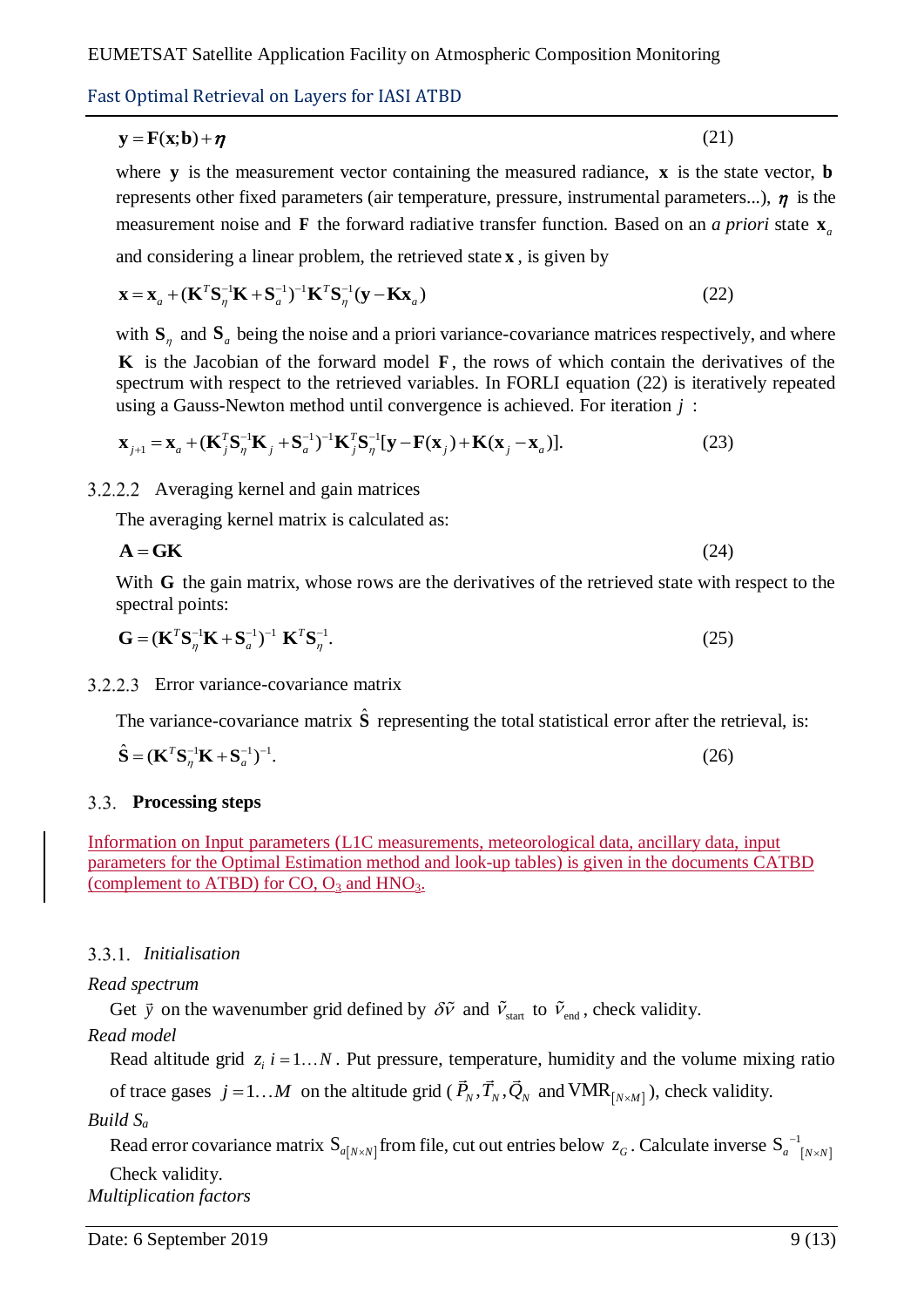$$\mathbf{y} = \mathbf{F}(\mathbf{x};\mathbf{b}) + \boldsymbol{\eta} \tag{21}$$

where $\mathbf{y}$ is the measurement vector containing the measured radiance, $\mathbf{x}$ is the state vector, $\mathbf{b}$ represents other fixed parameters (air temperature, pressure, instrumental parameters...), $\boldsymbol{\eta}$ is the measurement noise and $\mathbf{F}$ the forward radiative transfer function. Based on an *a priori* state $\mathbf{x}_a$ and considering a linear problem, the retrieved state $\mathbf{x}$, is given by

$$\mathbf{x} = \mathbf{x}_a + (\mathbf{K}^T\mathbf{S}_\eta^{-1}\mathbf{K} + \mathbf{S}_a^{-1})^{-1}\mathbf{K}^T\mathbf{S}_\eta^{-1}(\mathbf{y} - \mathbf{K}\mathbf{x}_a) \tag{22}$$

with $\mathbf{S}_\eta$ and $\mathbf{S}_a$ being the noise and a priori variance-covariance matrices respectively, and where $\mathbf{K}$ is the Jacobian of the forward model $\mathbf{F}$, the rows of which contain the derivatives of the spectrum with respect to the retrieved variables. In FORLI equation (22) is iteratively repeated using a Gauss-Newton method until convergence is achieved. For iteration $j$ :

$$\mathbf{x}_{j+1} = \mathbf{x}_a + (\mathbf{K}_j^T\mathbf{S}_\eta^{-1}\mathbf{K}_j + \mathbf{S}_a^{-1})^{-1}\mathbf{K}_j^T\mathbf{S}_\eta^{-1}[\mathbf{y} - \mathbf{F}(\mathbf{x}_j) + \mathbf{K}(\mathbf{x}_j - \mathbf{x}_a)]. \tag{23}$$

#### 3.2.2.2 Averaging kernel and gain matrices

The averaging kernel matrix is calculated as:

$$\mathbf{A} = \mathbf{G}\mathbf{K} \tag{24}$$

With $\mathbf{G}$ the gain matrix, whose rows are the derivatives of the retrieved state with respect to the spectral points:

$$\mathbf{G} = (\mathbf{K}^T\mathbf{S}_\eta^{-1}\mathbf{K} + \mathbf{S}_a^{-1})^{-1}\ \mathbf{K}^T\mathbf{S}_\eta^{-1}. \tag{25}$$

#### 3.2.2.3 Error variance-covariance matrix

The variance-covariance matrix $\hat{\mathbf{S}}$ representing the total statistical error after the retrieval, is:

$$\hat{\mathbf{S}} = (\mathbf{K}^T\mathbf{S}_\eta^{-1}\mathbf{K} + \mathbf{S}_a^{-1})^{-1}. \tag{26}$$

## 3.3. Processing steps

Information on Input parameters (L1C measurements, meteorological data, ancillary data, input parameters for the Optimal Estimation method and look-up tables) is given in the documents CATBD (complement to ATBD) for CO, $O_3$ and $HNO_3$.

### 3.3.1. *Initialisation*

*Read spectrum*

Get $\vec{y}$ on the wavenumber grid defined by $\delta\tilde{\nu}$ and $\tilde{\nu}_{\text{start}}$ to $\tilde{\nu}_{\text{end}}$, check validity.

*Read model*

Read altitude grid $z_i\ i = 1 \ldots N$. Put pressure, temperature, humidity and the volume mixing ratio of trace gases $j = 1 \ldots M$ on the altitude grid ($\vec{P}_N, \vec{T}_N, \vec{Q}_N$ and $\text{VMR}_{[N\times M]}$), check validity.

*Build $S_a$*

Read error covariance matrix $S_{a[N\times N]}$ from file, cut out entries below $z_G$. Calculate inverse $S_a^{-1}{}_{[N\times N]}$ Check validity.

*Multiplication factors*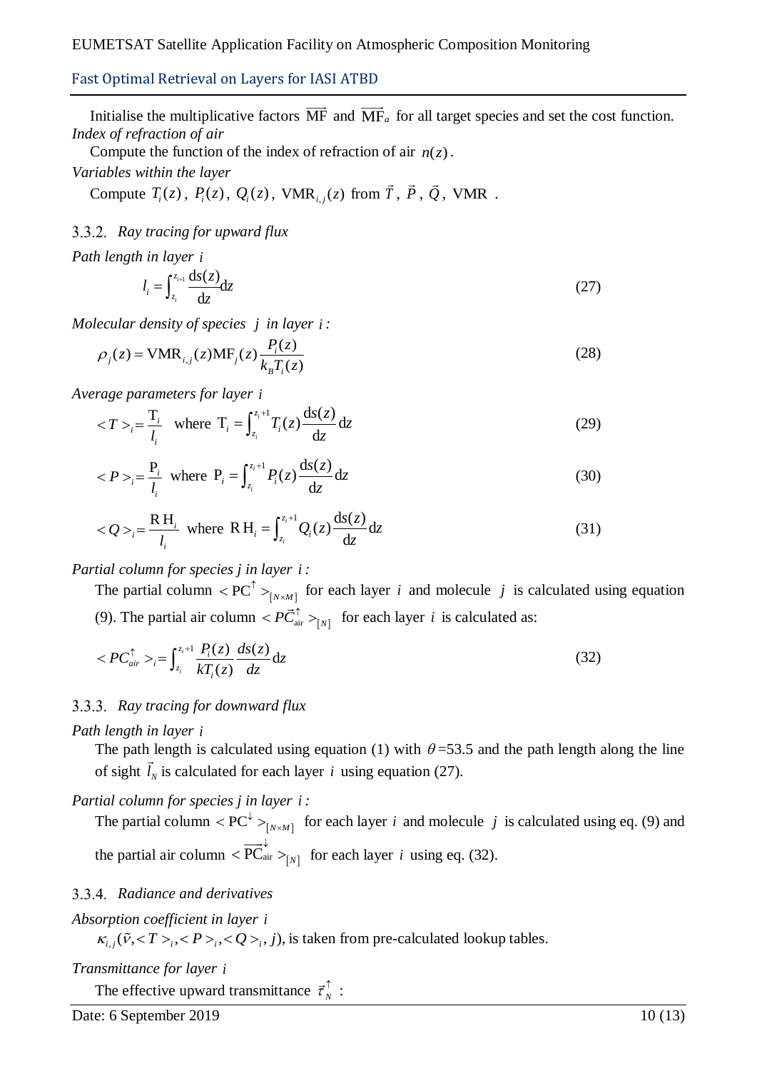Initialise the multiplicative factors $\overrightarrow{\mathrm{MF}}$ and $\overrightarrow{\mathrm{MF}}_a$ for all target species and set the cost function.

*Index of refraction of air*

Compute the function of the index of refraction of air $n(z)$.

*Variables within the layer*

Compute $T_i(z)$, $P_i(z)$, $Q_i(z)$, $\mathrm{VMR}_{i,j}(z)$ from $\vec{T}$, $\vec{P}$, $\vec{Q}$, VMR .

### 3.3.2. *Ray tracing for upward flux*

*Path length in layer $i$*

$$l_i = \int_{z_i}^{z_{i+1}} \frac{\mathrm{d}s(z)}{\mathrm{d}z}\mathrm{d}z \tag{27}$$

*Molecular density of species $j$ in layer $i$:*

$$\rho_j(z) = \mathrm{VMR}_{i,j}(z)\mathrm{MF}_j(z)\frac{P_i(z)}{k_B T_i(z)} \tag{28}$$

*Average parameters for layer $i$*

$$<T>_i = \frac{\mathrm{T}_i}{l_i} \quad \text{where } \mathrm{T}_i = \int_{z_i}^{z_i+1} T_i(z)\frac{\mathrm{d}s(z)}{\mathrm{d}z}\mathrm{d}z \tag{29}$$

$$<P>_i = \frac{\mathrm{P}_i}{l_i} \quad \text{where } \mathrm{P}_i = \int_{z_i}^{z_i+1} P_i(z)\frac{\mathrm{d}s(z)}{\mathrm{d}z}\mathrm{d}z \tag{30}$$

$$<Q>_i = \frac{\mathrm{RH}_i}{l_i} \quad \text{where } \mathrm{RH}_i = \int_{z_i}^{z_i+1} Q_i(z)\frac{\mathrm{d}s(z)}{\mathrm{d}z}\mathrm{d}z \tag{31}$$

*Partial column for species j in layer $i$:*

The partial column $<\mathrm{PC}^{\uparrow}>_{[N\times M]}$ for each layer $i$ and molecule $j$ is calculated using equation (9). The partial air column $<P\vec{C}_{\mathrm{air}}^{\uparrow}>_{[N]}$ for each layer $i$ is calculated as:

$$<PC_{air}^{\uparrow}>_i = \int_{z_i}^{z_i+1} \frac{P_i(z)}{kT_i(z)}\frac{ds(z)}{dz}\mathrm{d}z \tag{32}$$

### 3.3.3. *Ray tracing for downward flux*

*Path length in layer $i$*

The path length is calculated using equation (1) with $\theta$=53.5 and the path length along the line of sight $\vec{l}_N$ is calculated for each layer $i$ using equation (27).

*Partial column for species j in layer $i$:*

The partial column $<\mathrm{PC}^{\downarrow}>_{[N\times M]}$ for each layer $i$ and molecule $j$ is calculated using eq. (9) and the partial air column $<\overrightarrow{\mathrm{PC}}_{\mathrm{air}}^{\downarrow}>_{[N]}$ for each layer $i$ using eq. (32).

### 3.3.4. *Radiance and derivatives*

*Absorption coefficient in layer $i$*

$\kappa_{i,j}(\tilde{\nu}, <T>_i, <P>_i, <Q>_i, j)$, is taken from pre-calculated lookup tables.

*Transmittance for layer $i$*

The effective upward transmittance $\vec{\tau}_N^{\uparrow}$ :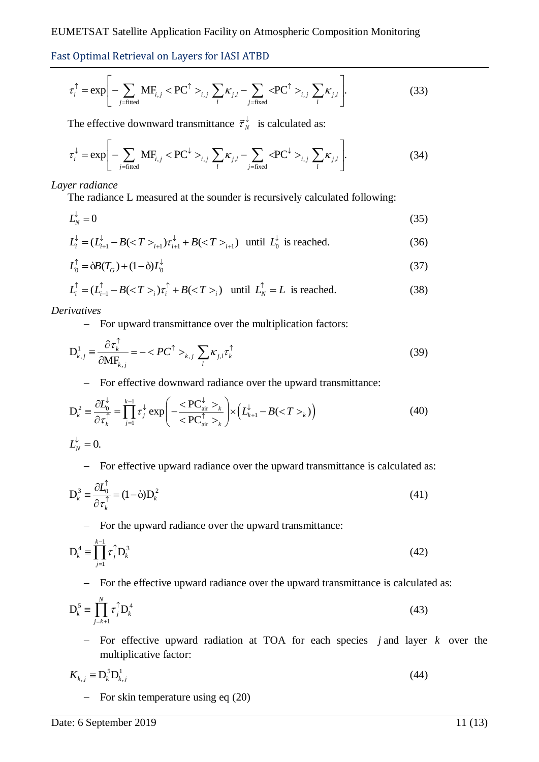$$\tau_i^{\uparrow} = \exp\left[ -\sum_{j=\text{fitted}} \text{MF}_{i,j} < \text{PC}^{\uparrow} >_{i,j} \sum_l \kappa_{j,l} - \sum_{j=\text{fixed}} <\text{PC}^{\uparrow} >_{i,j} \sum_l \kappa_{j,l} \right]. \tag{33}$$

The effective downward transmittance $\vec{\tau}_N^{\downarrow}$ is calculated as:

$$\tau_i^{\downarrow} = \exp\left[ -\sum_{j=\text{fitted}} \text{MF}_{i,j} < \text{PC}^{\downarrow} >_{i,j} \sum_l \kappa_{j,l} - \sum_{j=\text{fixed}} <\text{PC}^{\downarrow} >_{i,j} \sum_l \kappa_{j,l} \right]. \tag{34}$$

*Layer radiance*

The radiance L measured at the sounder is recursively calculated following:

$$L_N^{\downarrow} = 0 \tag{35}$$

$$L_i^{\downarrow} = (L_{i+1}^{\downarrow} - B(<T>_{i+1})\tau_{i+1}^{\downarrow} + B(<T>_{i+1}) \quad \text{until } L_0^{\downarrow} \text{ is reached.} \tag{36}$$

$$L_0^{\uparrow} = \grave{o}B(T_G) + (1-\grave{o})L_0^{\downarrow} \tag{37}$$

$$L_i^{\uparrow} = (L_{i-1}^{\uparrow} - B(<T>_i)\tau_i^{\uparrow} + B(<T>_i) \quad \text{until } L_N^{\uparrow} = L \text{ is reached.} \tag{38}$$

*Derivatives*

– For upward transmittance over the multiplication factors:

$$\text{D}_{k,j}^1 \equiv \frac{\partial \tau_k^{\uparrow}}{\partial \text{MF}_{k,j}} = -< PC^{\uparrow} >_{k,j} \sum_l \kappa_{j,l} \tau_k^{\uparrow} \tag{39}$$

– For effective downward radiance over the upward transmittance:

$$\text{D}_k^2 \equiv \frac{\partial L_0^{\downarrow}}{\partial \tau_k^{\uparrow}} = \prod_{j=1}^{k-1} \tau_j^{\downarrow} \exp\left( -\frac{< \text{PC}_{\text{air}}^{\downarrow} >_k}{< \text{PC}_{\text{air}}^{\uparrow} >_k} \right) \times \left( L_{k+1}^{\downarrow} - B(<T>_k) \right) \tag{40}$$

$L_N^{\downarrow} = 0.$

– For effective upward radiance over the upward transmittance is calculated as:

$$\text{D}_k^3 \equiv \frac{\partial L_0^{\uparrow}}{\partial \tau_k^{\uparrow}} = (1-\grave{o})\text{D}_k^2 \tag{41}$$

– For the upward radiance over the upward transmittance:

$$\text{D}_k^4 \equiv \prod_{j=1}^{k-1} \tau_j^{\uparrow} \text{D}_k^3 \tag{42}$$

– For the effective upward radiance over the upward transmittance is calculated as:

$$\text{D}_k^5 \equiv \prod_{j=k+1}^{N} \tau_j^{\uparrow} \text{D}_k^4 \tag{43}$$

– For effective upward radiation at TOA for each species $j$ and layer $k$ over the multiplicative factor:

$$K_{k,j} \equiv \text{D}_k^5 \text{D}_{k,j}^1 \tag{44}$$

– For skin temperature using eq (20)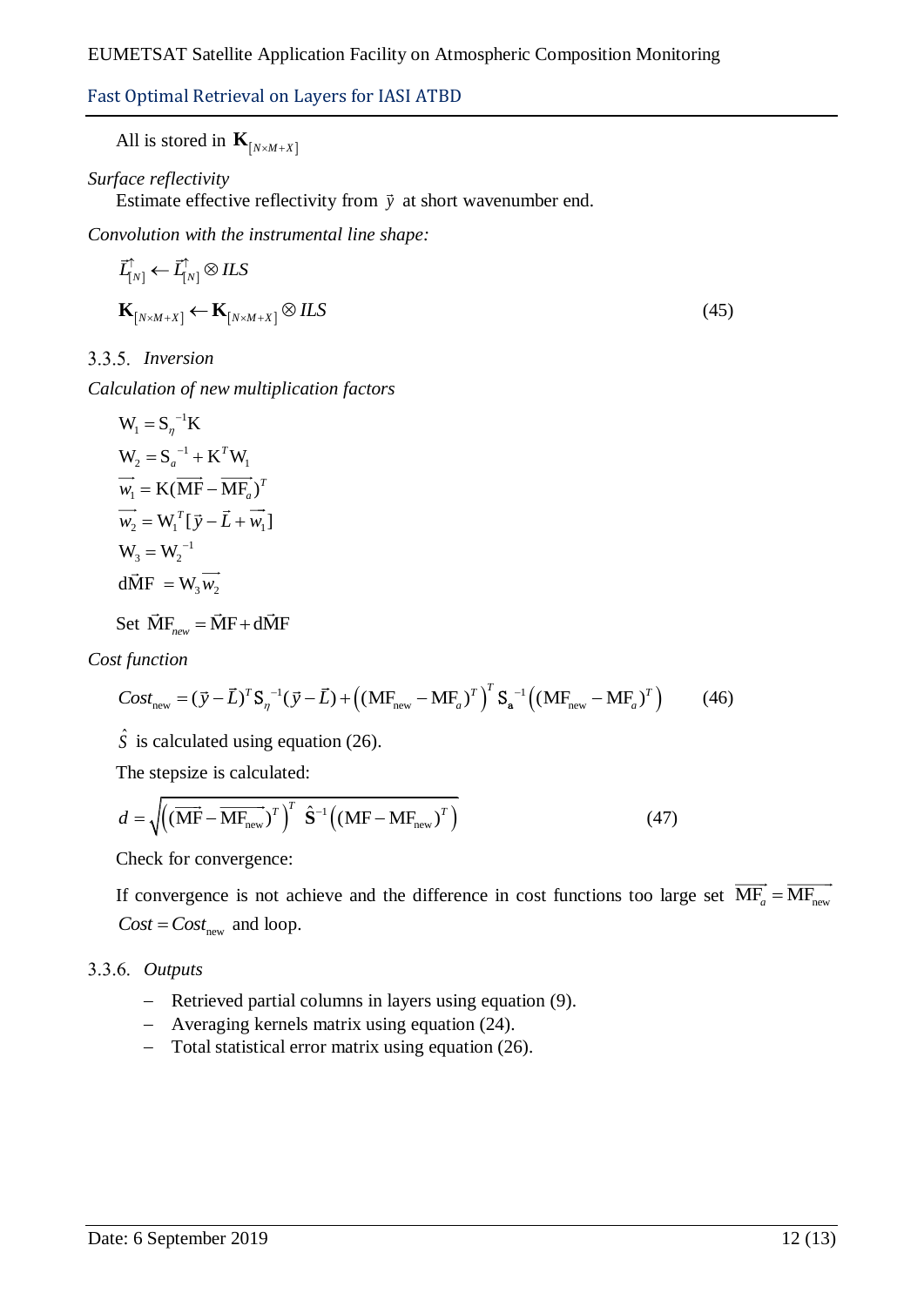All is stored in $\mathbf{K}_{[N \times M+X]}$

*Surface reflectivity*

Estimate effective reflectivity from $\vec{y}$ at short wavenumber end.

*Convolution with the instrumental line shape:*

$$\vec{L}^{\uparrow}_{[N]} \leftarrow \vec{L}^{\uparrow}_{[N]} \otimes ILS$$

$$\mathbf{K}_{[N \times M+X]} \leftarrow \mathbf{K}_{[N \times M+X]} \otimes ILS \tag{45}$$

### 3.3.5. *Inversion*

*Calculation of new multiplication factors*

$$\mathrm{W}_1 = \mathrm{S}_{\eta}^{-1}\mathrm{K}$$

$$\mathrm{W}_2 = \mathrm{S}_{a}^{-1} + \mathrm{K}^T \mathrm{W}_1$$

$$\overrightarrow{w_1} = \mathrm{K}(\overrightarrow{\mathrm{MF}} - \overrightarrow{\mathrm{MF}_a})^T$$

$$\overrightarrow{w_2} = \mathrm{W}_1^{\,T}[\vec{y} - \vec{L} + \overrightarrow{w_1}]$$

$$\mathrm{W}_3 = \mathrm{W}_2^{-1}$$

$$\mathrm{d}\vec{\mathrm{M}}\mathrm{F} = \mathrm{W}_3 \overrightarrow{w_2}$$

Set $\vec{\mathrm{M}}\mathrm{F}_{new} = \vec{\mathrm{M}}\mathrm{F} + \mathrm{d}\vec{\mathrm{M}}\mathrm{F}$

*Cost function*

$$Cost_{\mathrm{new}} = (\vec{y} - \vec{L})^T \mathrm{S}_{\eta}^{-1}(\vec{y} - \vec{L}) + \left((\mathrm{MF}_{\mathrm{new}} - \mathrm{MF}_a)^T\right)^T \mathbf{S}_{\mathbf{a}}^{-1}\left((\mathrm{MF}_{\mathrm{new}} - \mathrm{MF}_a)^T\right) \tag{46}$$

$\hat{S}$ is calculated using equation (26).

The stepsize is calculated:

$$d = \sqrt{\left((\overrightarrow{\mathrm{MF}} - \overrightarrow{\mathrm{MF}_{\mathrm{new}}})^T\right)^T \hat{\mathbf{S}}^{-1}\left((\mathrm{MF} - \mathrm{MF}_{\mathrm{new}})^T\right)} \tag{47}$$

Check for convergence:

If convergence is not achieve and the difference in cost functions too large set $\overrightarrow{\mathrm{MF}_a} = \overrightarrow{\mathrm{MF}_{\mathrm{new}}}$ $Cost = Cost_{\mathrm{new}}$ and loop.

### 3.3.6. *Outputs*

- Retrieved partial columns in layers using equation (9).
- Averaging kernels matrix using equation (24).
- Total statistical error matrix using equation (26).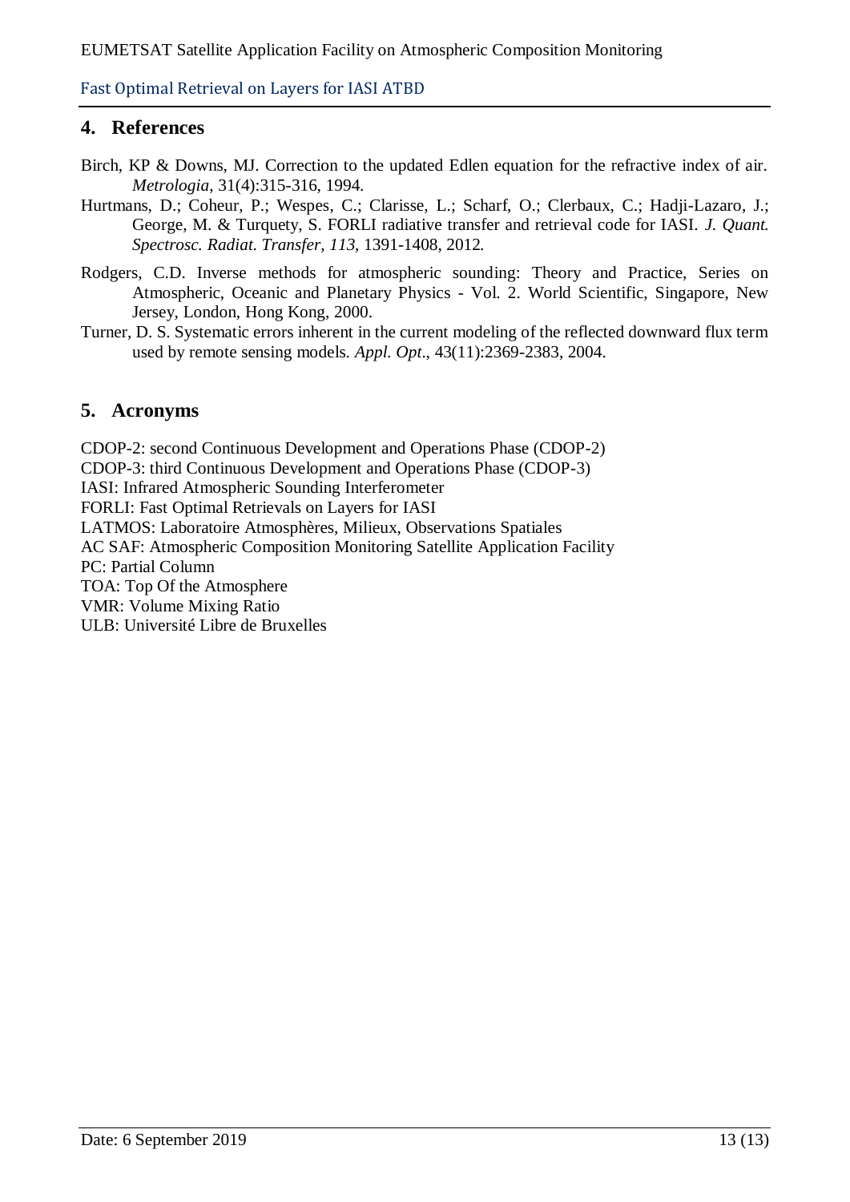## 4. References

Birch, KP & Downs, MJ. Correction to the updated Edlen equation for the refractive index of air. *Metrologia*, 31(4):315-316, 1994.

Hurtmans, D.; Coheur, P.; Wespes, C.; Clarisse, L.; Scharf, O.; Clerbaux, C.; Hadji-Lazaro, J.; George, M. & Turquety, S. FORLI radiative transfer and retrieval code for IASI. *J. Quant. Spectrosc. Radiat. Transfer, 113*, 1391-1408, 2012.

Rodgers, C.D. Inverse methods for atmospheric sounding: Theory and Practice, Series on Atmospheric, Oceanic and Planetary Physics - Vol. 2. World Scientific, Singapore, New Jersey, London, Hong Kong, 2000.

Turner, D. S. Systematic errors inherent in the current modeling of the reflected downward flux term used by remote sensing models. *Appl. Opt*., 43(11):2369-2383, 2004.

## 5. Acronyms

CDOP-2: second Continuous Development and Operations Phase (CDOP-2)
CDOP-3: third Continuous Development and Operations Phase (CDOP-3)
IASI: Infrared Atmospheric Sounding Interferometer
FORLI: Fast Optimal Retrievals on Layers for IASI
LATMOS: Laboratoire Atmosphères, Milieux, Observations Spatiales
AC SAF: Atmospheric Composition Monitoring Satellite Application Facility
PC: Partial Column
TOA: Top Of the Atmosphere
VMR: Volume Mixing Ratio
ULB: Université Libre de Bruxelles